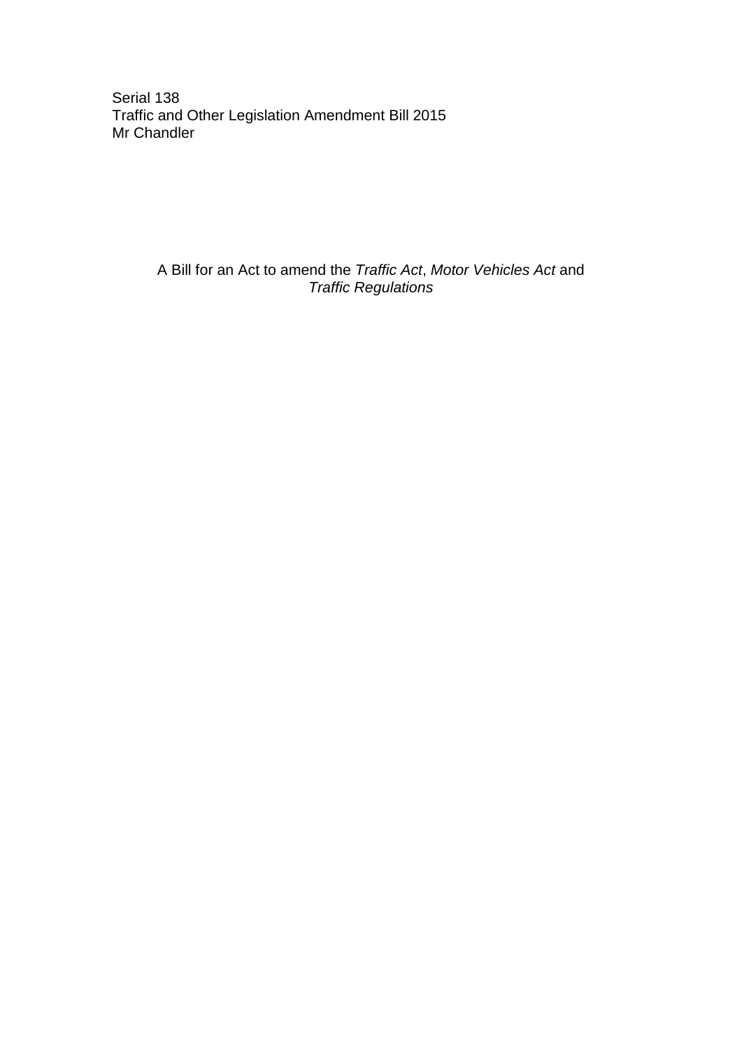Serial 138
Traffic and Other Legislation Amendment Bill 2015
Mr Chandler

A Bill for an Act to amend the *Traffic Act*, *Motor Vehicles Act* and *Traffic Regulations*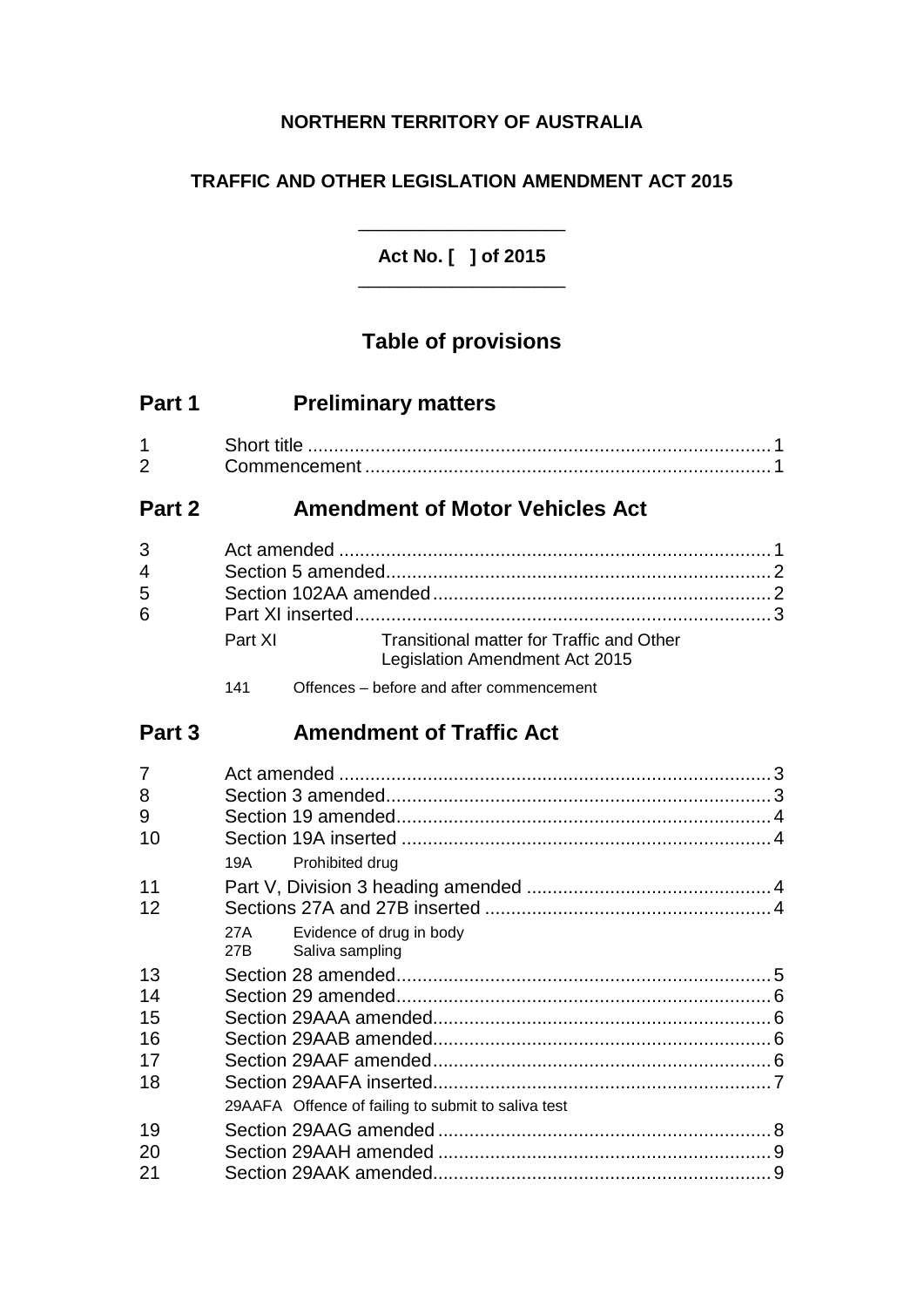**NORTHERN TERRITORY OF AUSTRALIA**

**TRAFFIC AND OTHER LEGISLATION AMENDMENT ACT 2015**

**Act No. [ ] of 2015**

## Table of provisions

## Part 1 Preliminary matters

1 Short title ........................................................................................ 1
2 Commencement ............................................................................. 1

## Part 2 Amendment of Motor Vehicles Act

3 Act amended .................................................................................. 1
4 Section 5 amended ......................................................................... 2
5 Section 102AA amended ................................................................ 2
6 Part XI inserted ............................................................................... 3

Part XI Transitional matter for Traffic and Other Legislation Amendment Act 2015

141 Offences – before and after commencement

## Part 3 Amendment of Traffic Act

7 Act amended .................................................................................. 3
8 Section 3 amended ......................................................................... 3
9 Section 19 amended ....................................................................... 4
10 Section 19A inserted ...................................................................... 4

19A Prohibited drug

11 Part V, Division 3 heading amended ............................................... 4
12 Sections 27A and 27B inserted ....................................................... 4

27A Evidence of drug in body
27B Saliva sampling

13 Section 28 amended ....................................................................... 5
14 Section 29 amended ....................................................................... 6
15 Section 29AAA amended ................................................................ 6
16 Section 29AAB amended ................................................................ 6
17 Section 29AAF amended ................................................................ 6
18 Section 29AAFA inserted ................................................................ 7

29AAFA Offence of failing to submit to saliva test

19 Section 29AAG amended ................................................................ 8
20 Section 29AAH amended ................................................................ 9
21 Section 29AAK amended ................................................................ 9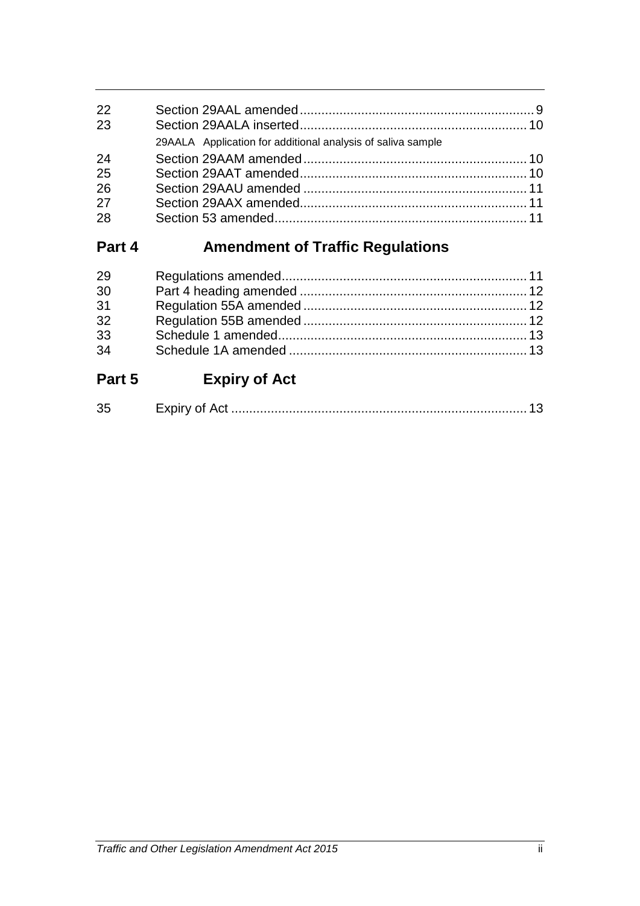| | | |
|---|---|---|
| 22 | Section 29AAL amended | 9 |
| 23 | Section 29AALA inserted | 10 |
| | 29AALA Application for additional analysis of saliva sample | |
| 24 | Section 29AAM amended | 10 |
| 25 | Section 29AAT amended | 10 |
| 26 | Section 29AAU amended | 11 |
| 27 | Section 29AAX amended | 11 |
| 28 | Section 53 amended | 11 |

## Part 4 Amendment of Traffic Regulations

| | | |
|---|---|---|
| 29 | Regulations amended | 11 |
| 30 | Part 4 heading amended | 12 |
| 31 | Regulation 55A amended | 12 |
| 32 | Regulation 55B amended | 12 |
| 33 | Schedule 1 amended | 13 |
| 34 | Schedule 1A amended | 13 |

## Part 5 Expiry of Act

| | | |
|---|---|---|
| 35 | Expiry of Act | 13 |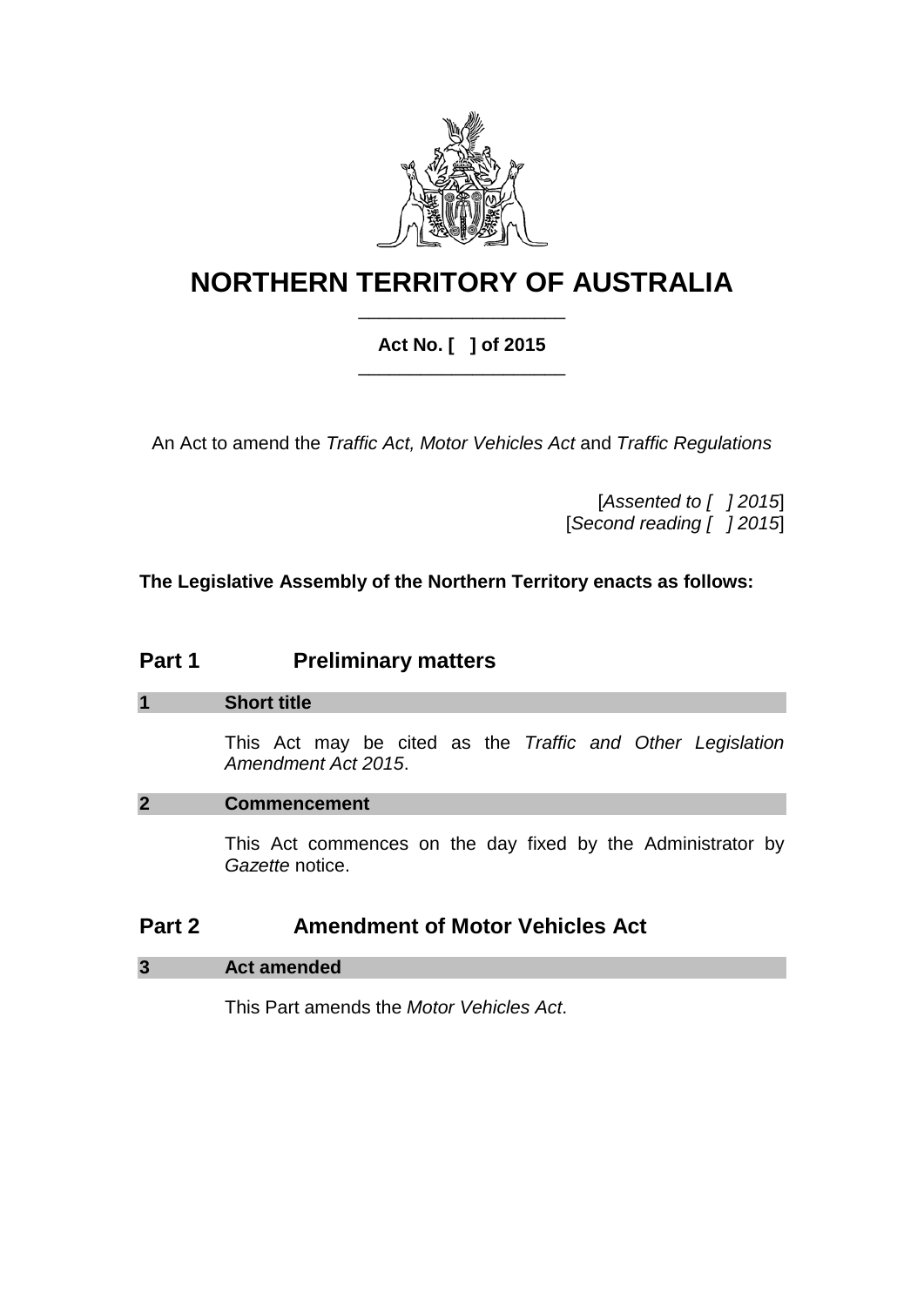# NORTHERN TERRITORY OF AUSTRALIA

**Act No. [ ] of 2015**

An Act to amend the *Traffic Act, Motor Vehicles Act* and *Traffic Regulations*

[*Assented to [ ] 2015*]
[*Second reading [ ] 2015*]

**The Legislative Assembly of the Northern Territory enacts as follows:**

## Part 1 Preliminary matters

### 1 Short title

This Act may be cited as the *Traffic and Other Legislation Amendment Act 2015*.

### 2 Commencement

This Act commences on the day fixed by the Administrator by *Gazette* notice.

## Part 2 Amendment of Motor Vehicles Act

### 3 Act amended

This Part amends the *Motor Vehicles Act*.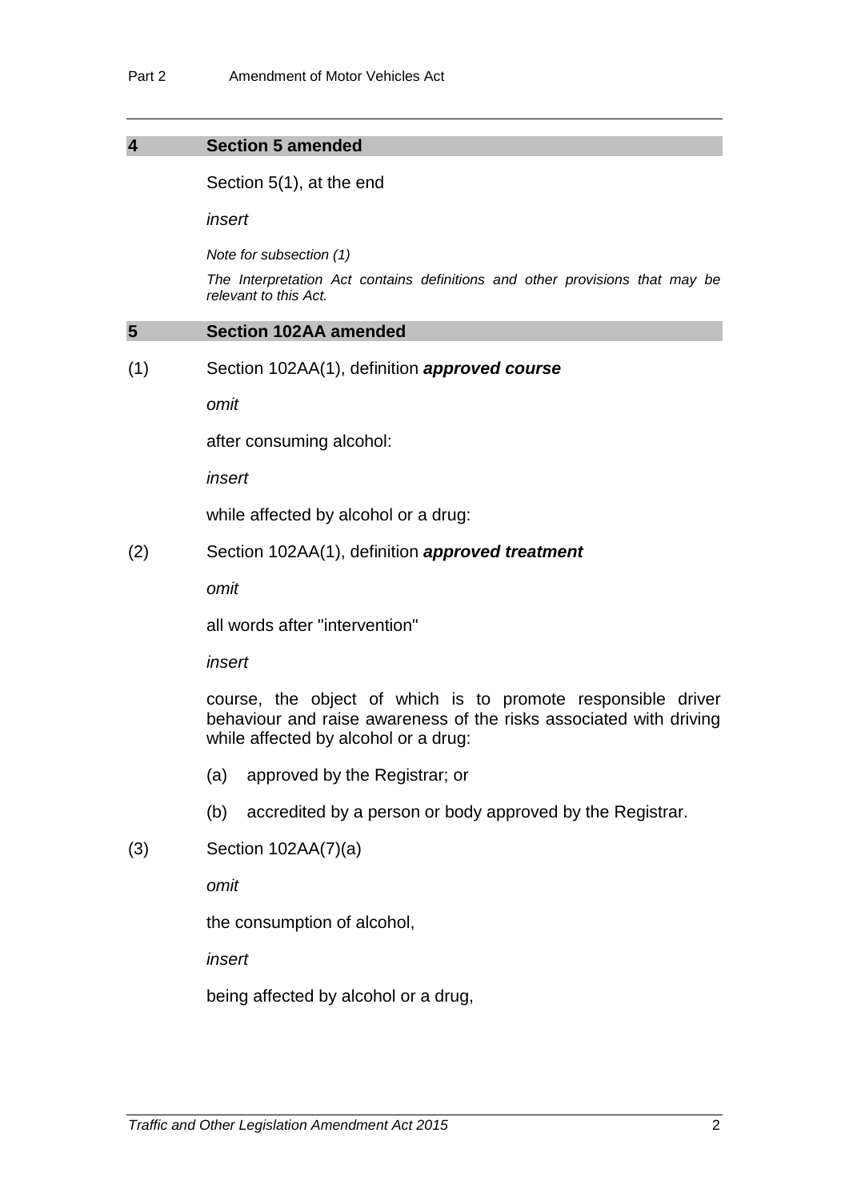## 4 Section 5 amended

Section 5(1), at the end

*insert*

*Note for subsection (1)*

*The Interpretation Act contains definitions and other provisions that may be relevant to this Act.*

## 5 Section 102AA amended

(1) Section 102AA(1), definition ***approved course***

*omit*

after consuming alcohol:

*insert*

while affected by alcohol or a drug:

(2) Section 102AA(1), definition ***approved treatment***

*omit*

all words after "intervention"

*insert*

course, the object of which is to promote responsible driver behaviour and raise awareness of the risks associated with driving while affected by alcohol or a drug:

(a) approved by the Registrar; or

(b) accredited by a person or body approved by the Registrar.

(3) Section 102AA(7)(a)

*omit*

the consumption of alcohol,

*insert*

being affected by alcohol or a drug,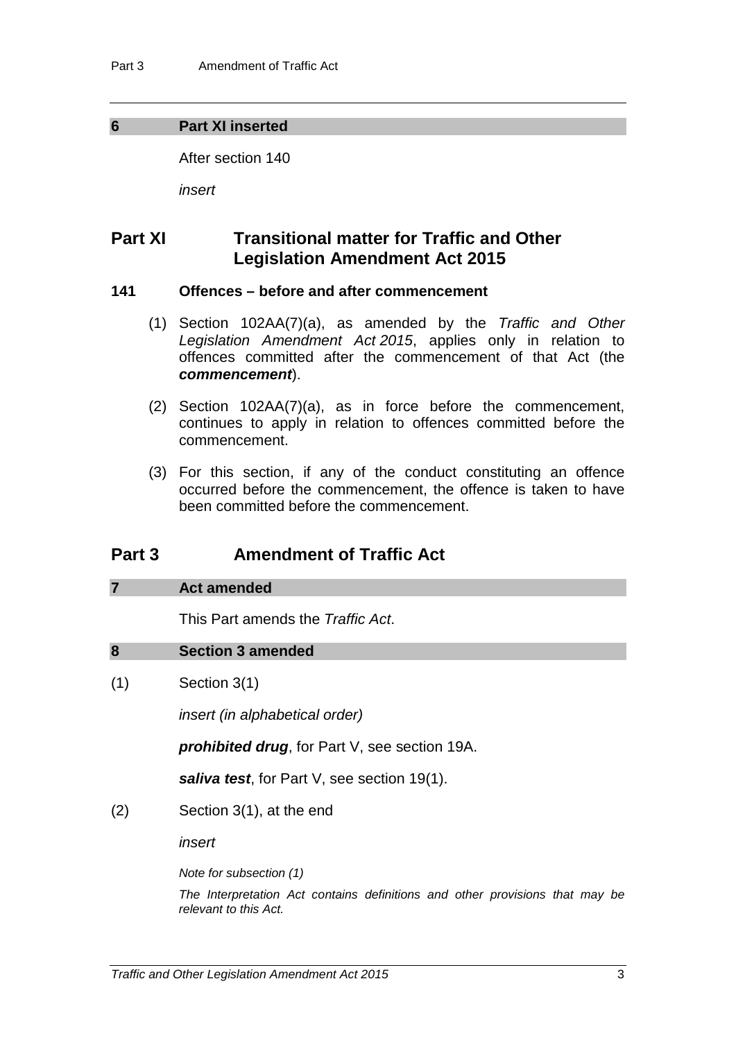### 6 Part XI inserted

After section 140

*insert*

## Part XI Transitional matter for Traffic and Other Legislation Amendment Act 2015

### 141 Offences – before and after commencement

(1) Section 102AA(7)(a), as amended by the *Traffic and Other Legislation Amendment Act 2015*, applies only in relation to offences committed after the commencement of that Act (the ***commencement***).

(2) Section 102AA(7)(a), as in force before the commencement, continues to apply in relation to offences committed before the commencement.

(3) For this section, if any of the conduct constituting an offence occurred before the commencement, the offence is taken to have been committed before the commencement.

## Part 3 Amendment of Traffic Act

### 7 Act amended

This Part amends the *Traffic Act*.

### 8 Section 3 amended

(1) Section 3(1)

*insert (in alphabetical order)*

***prohibited drug***, for Part V, see section 19A.

***saliva test***, for Part V, see section 19(1).

(2) Section 3(1), at the end

*insert*

*Note for subsection (1)*

*The Interpretation Act contains definitions and other provisions that may be relevant to this Act.*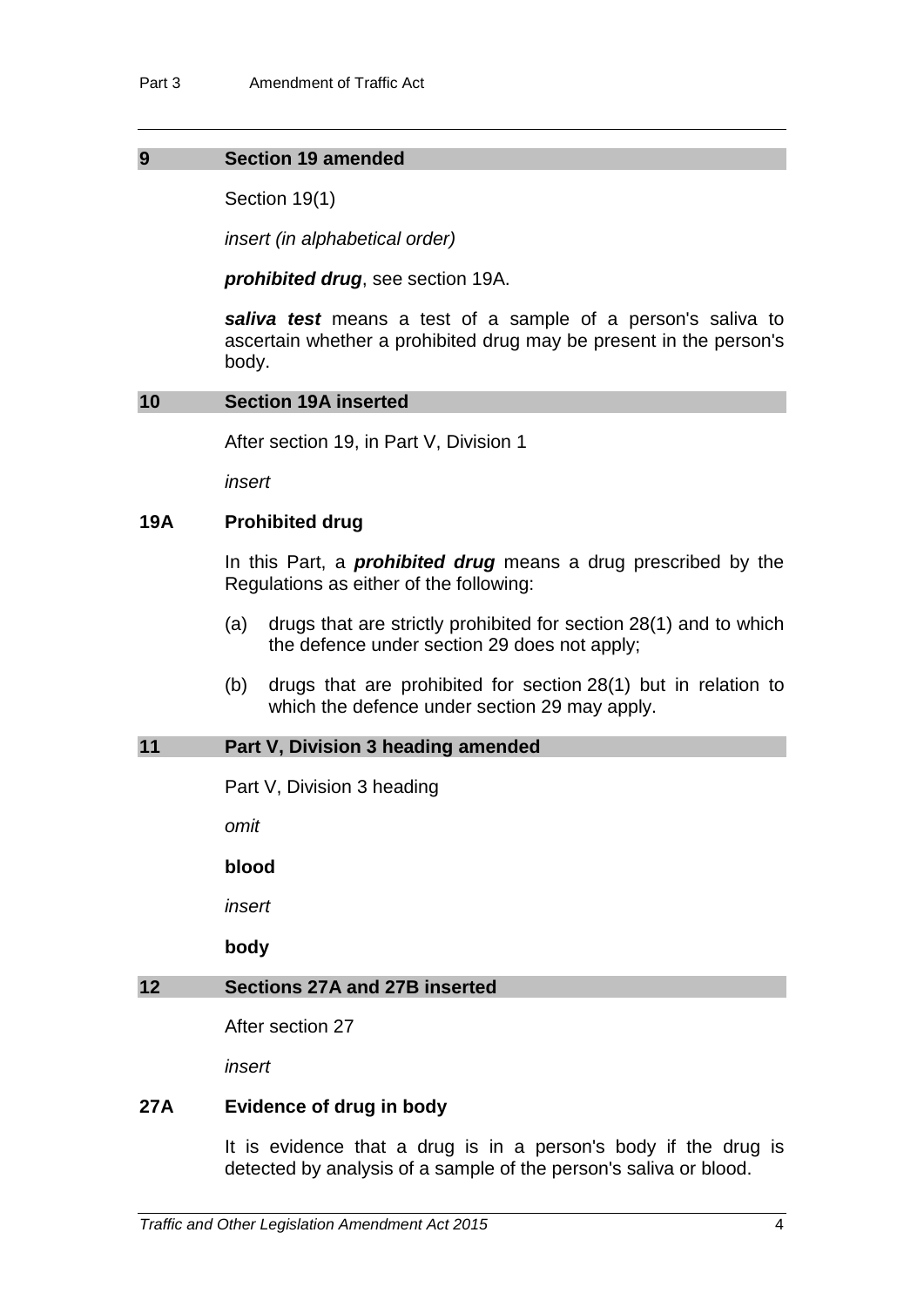### 9 Section 19 amended

Section 19(1)

*insert (in alphabetical order)*

***prohibited drug***, see section 19A.

***saliva test*** means a test of a sample of a person's saliva to ascertain whether a prohibited drug may be present in the person's body.

### 10 Section 19A inserted

After section 19, in Part V, Division 1

*insert*

#### 19A Prohibited drug

In this Part, a ***prohibited drug*** means a drug prescribed by the Regulations as either of the following:

(a) drugs that are strictly prohibited for section 28(1) and to which the defence under section 29 does not apply;

(b) drugs that are prohibited for section 28(1) but in relation to which the defence under section 29 may apply.

### 11 Part V, Division 3 heading amended

Part V, Division 3 heading

*omit*

**blood**

*insert*

**body**

### 12 Sections 27A and 27B inserted

After section 27

*insert*

#### 27A Evidence of drug in body

It is evidence that a drug is in a person's body if the drug is detected by analysis of a sample of the person's saliva or blood.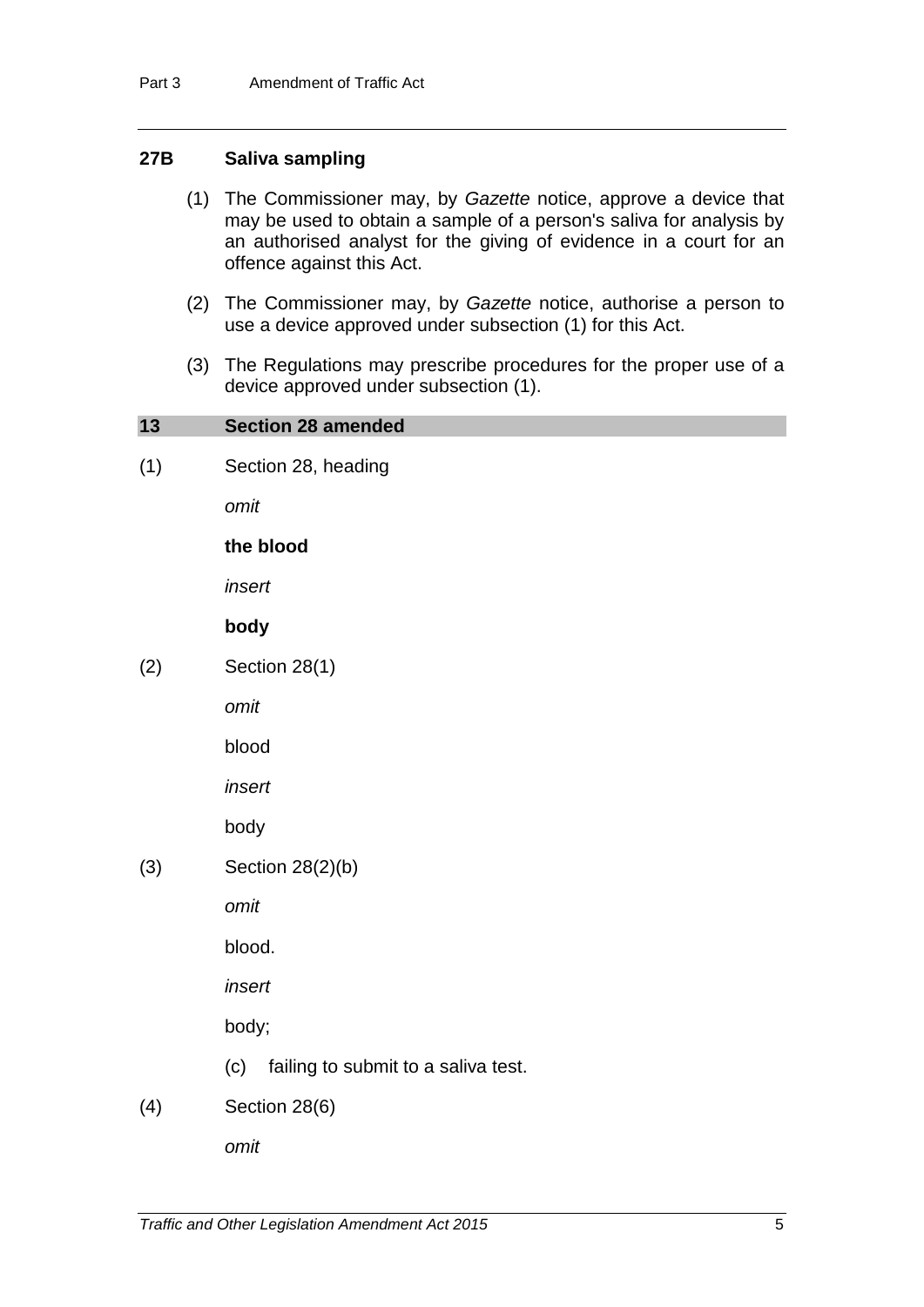### 27B Saliva sampling

(1) The Commissioner may, by *Gazette* notice, approve a device that may be used to obtain a sample of a person's saliva for analysis by an authorised analyst for the giving of evidence in a court for an offence against this Act.

(2) The Commissioner may, by *Gazette* notice, authorise a person to use a device approved under subsection (1) for this Act.

(3) The Regulations may prescribe procedures for the proper use of a device approved under subsection (1).

## 13 Section 28 amended

(1) Section 28, heading

*omit*

**the blood**

*insert*

**body**

(2) Section 28(1)

*omit*

blood

*insert*

body

(3) Section 28(2)(b)

*omit*

blood.

*insert*

body;

(c) failing to submit to a saliva test.

(4) Section 28(6)

*omit*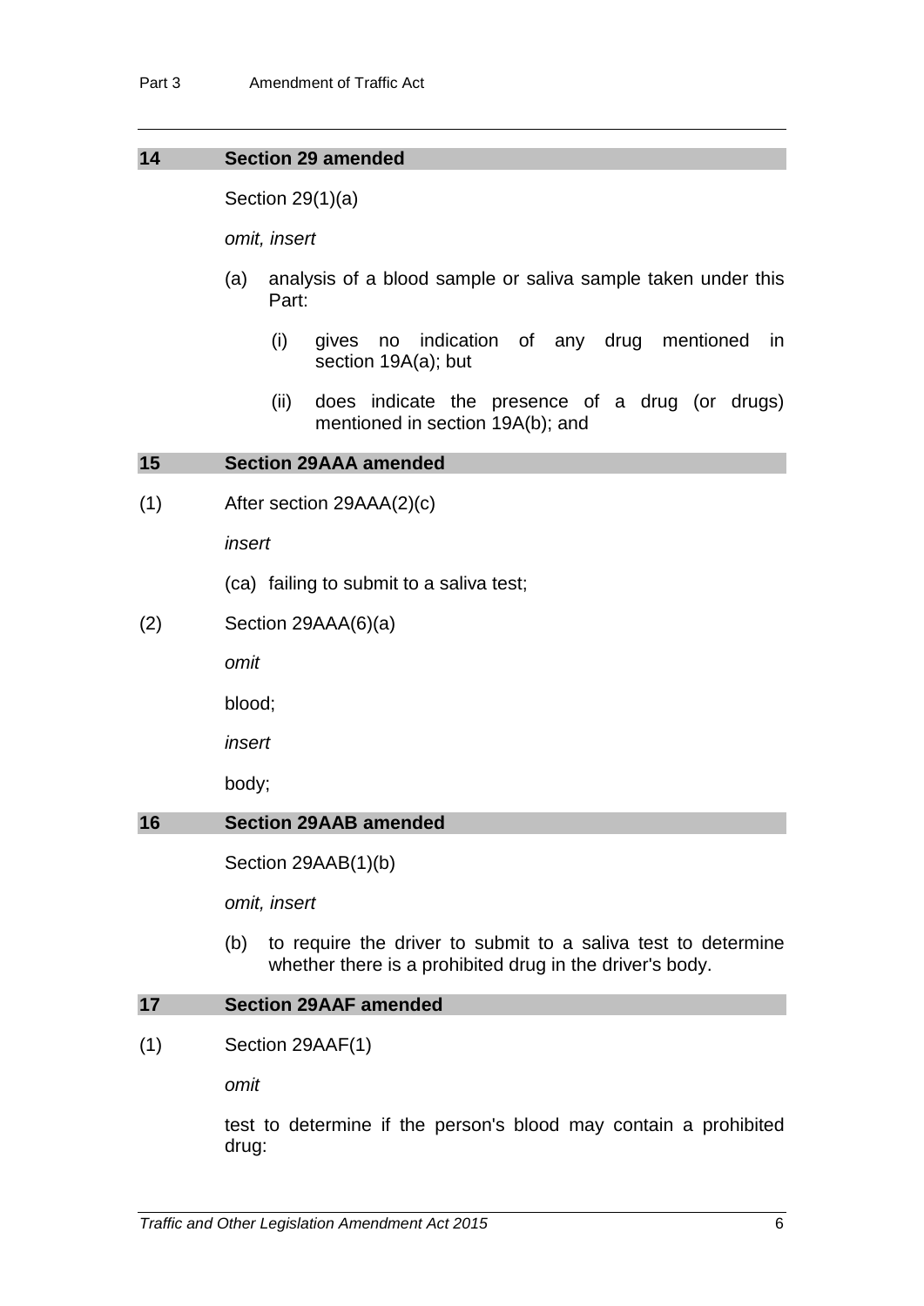### 14 Section 29 amended

Section 29(1)(a)

*omit, insert*

(a) analysis of a blood sample or saliva sample taken under this Part:

(i) gives no indication of any drug mentioned in section 19A(a); but

(ii) does indicate the presence of a drug (or drugs) mentioned in section 19A(b); and

### 15 Section 29AAA amended

(1) After section 29AAA(2)(c)

*insert*

(ca) failing to submit to a saliva test;

(2) Section 29AAA(6)(a)

*omit*

blood;

*insert*

body;

### 16 Section 29AAB amended

Section 29AAB(1)(b)

*omit, insert*

(b) to require the driver to submit to a saliva test to determine whether there is a prohibited drug in the driver's body.

### 17 Section 29AAF amended

(1) Section 29AAF(1)

*omit*

test to determine if the person's blood may contain a prohibited drug: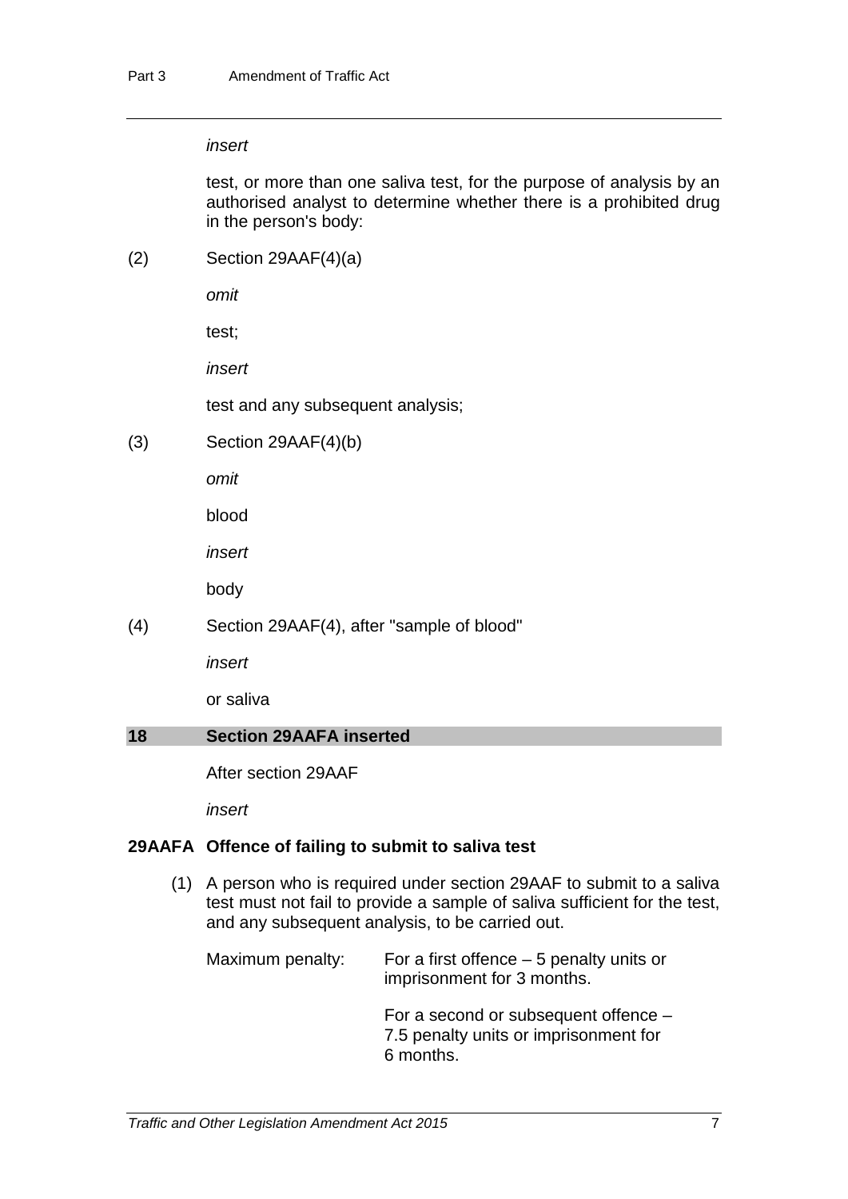*insert*

test, or more than one saliva test, for the purpose of analysis by an authorised analyst to determine whether there is a prohibited drug in the person's body:

(2) Section 29AAF(4)(a)

*omit*

test;

*insert*

test and any subsequent analysis;

(3) Section 29AAF(4)(b)

*omit*

blood

*insert*

body

(4) Section 29AAF(4), after "sample of blood"

*insert*

or saliva

## 18 Section 29AAFA inserted

After section 29AAF

*insert*

### 29AAFA Offence of failing to submit to saliva test

(1) A person who is required under section 29AAF to submit to a saliva test must not fail to provide a sample of saliva sufficient for the test, and any subsequent analysis, to be carried out.

Maximum penalty: For a first offence – 5 penalty units or imprisonment for 3 months.

For a second or subsequent offence – 7.5 penalty units or imprisonment for 6 months.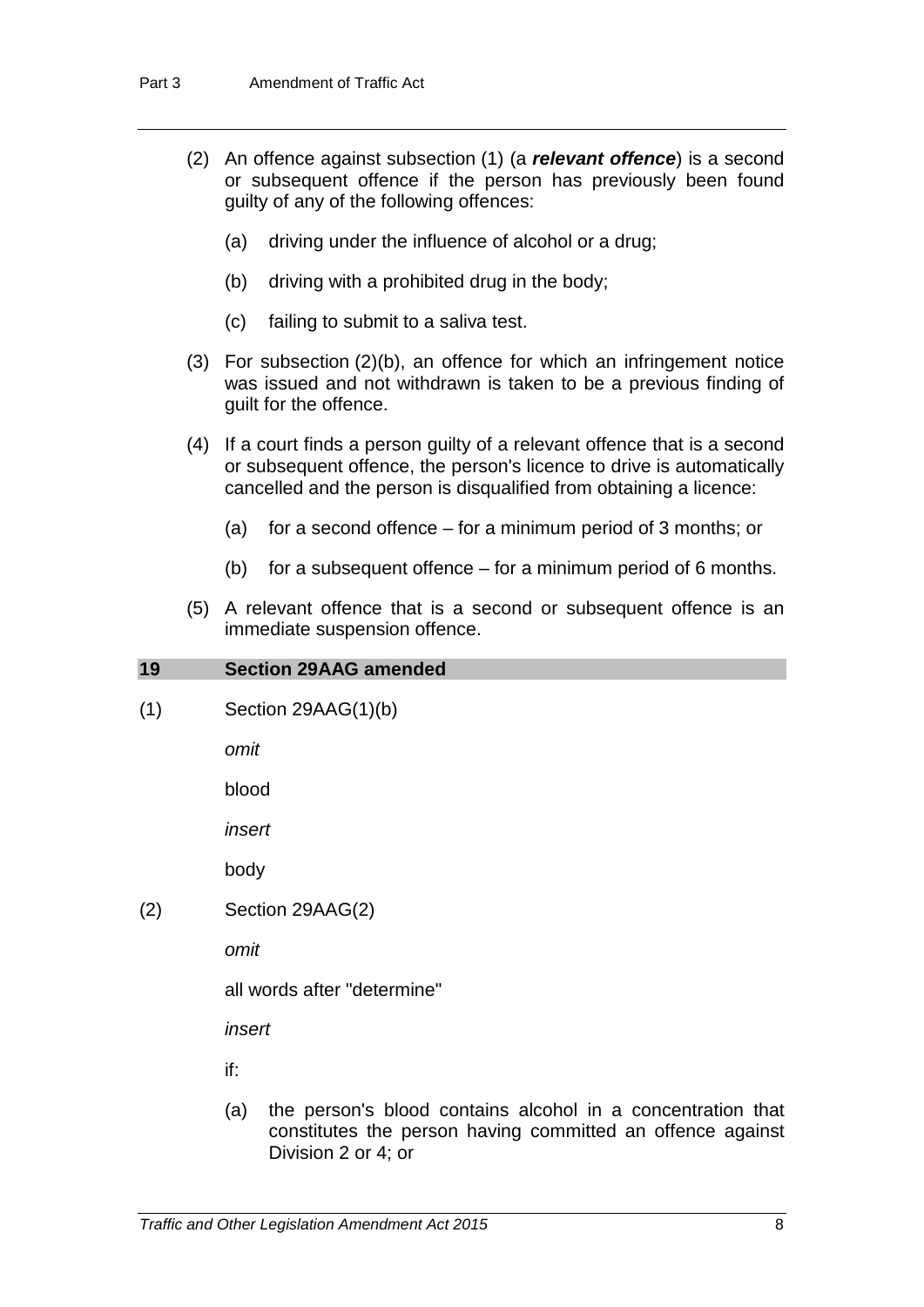(2) An offence against subsection (1) (a ***relevant offence***) is a second or subsequent offence if the person has previously been found guilty of any of the following offences:

(a) driving under the influence of alcohol or a drug;

(b) driving with a prohibited drug in the body;

(c) failing to submit to a saliva test.

(3) For subsection (2)(b), an offence for which an infringement notice was issued and not withdrawn is taken to be a previous finding of guilt for the offence.

(4) If a court finds a person guilty of a relevant offence that is a second or subsequent offence, the person's licence to drive is automatically cancelled and the person is disqualified from obtaining a licence:

(a) for a second offence – for a minimum period of 3 months; or

(b) for a subsequent offence – for a minimum period of 6 months.

(5) A relevant offence that is a second or subsequent offence is an immediate suspension offence.

## 19 Section 29AAG amended

(1) Section 29AAG(1)(b)

*omit*

blood

*insert*

body

(2) Section 29AAG(2)

*omit*

all words after "determine"

*insert*

if:

(a) the person's blood contains alcohol in a concentration that constitutes the person having committed an offence against Division 2 or 4; or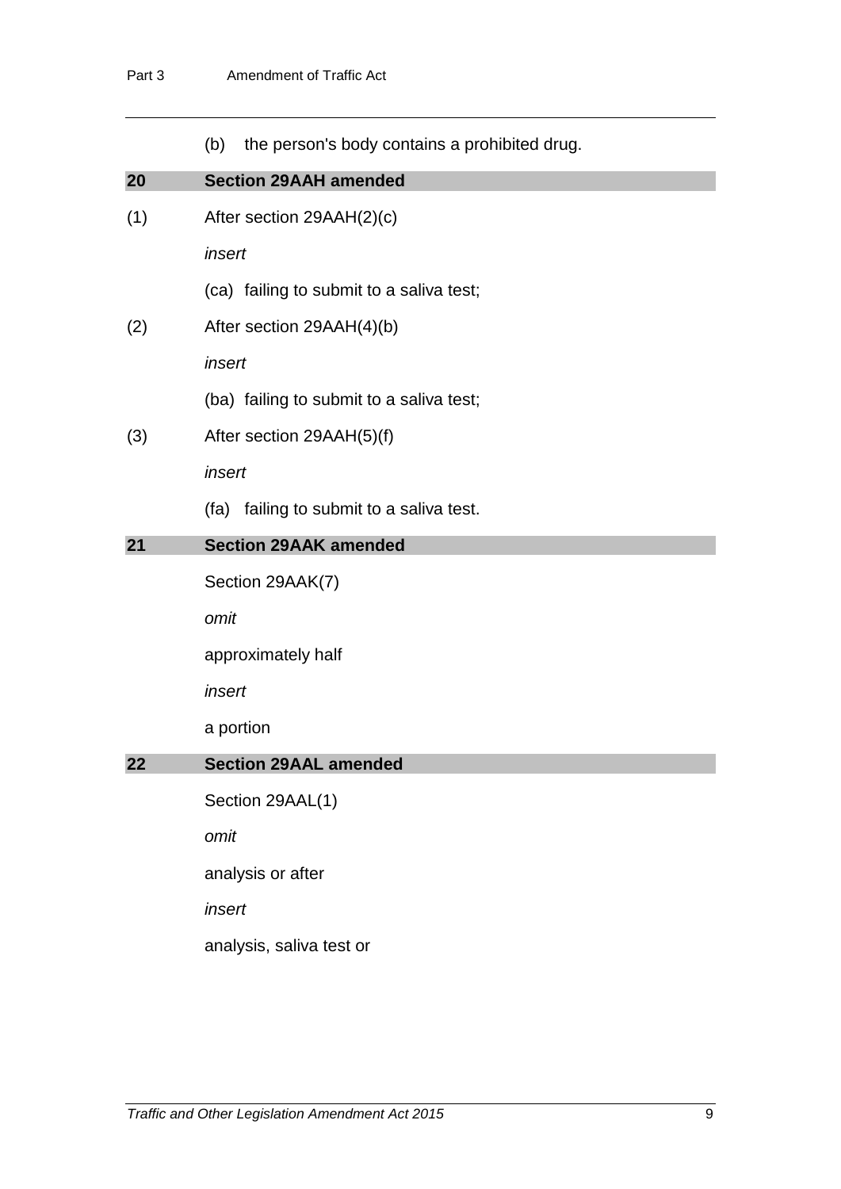(b) the person's body contains a prohibited drug.

## 20 Section 29AAH amended

(1) After section 29AAH(2)(c)

*insert*

(ca) failing to submit to a saliva test;

(2) After section 29AAH(4)(b)

*insert*

(ba) failing to submit to a saliva test;

(3) After section 29AAH(5)(f)

*insert*

(fa) failing to submit to a saliva test.

## 21 Section 29AAK amended

Section 29AAK(7)

*omit*

approximately half

*insert*

a portion

## 22 Section 29AAL amended

Section 29AAL(1)

*omit*

analysis or after

*insert*

analysis, saliva test or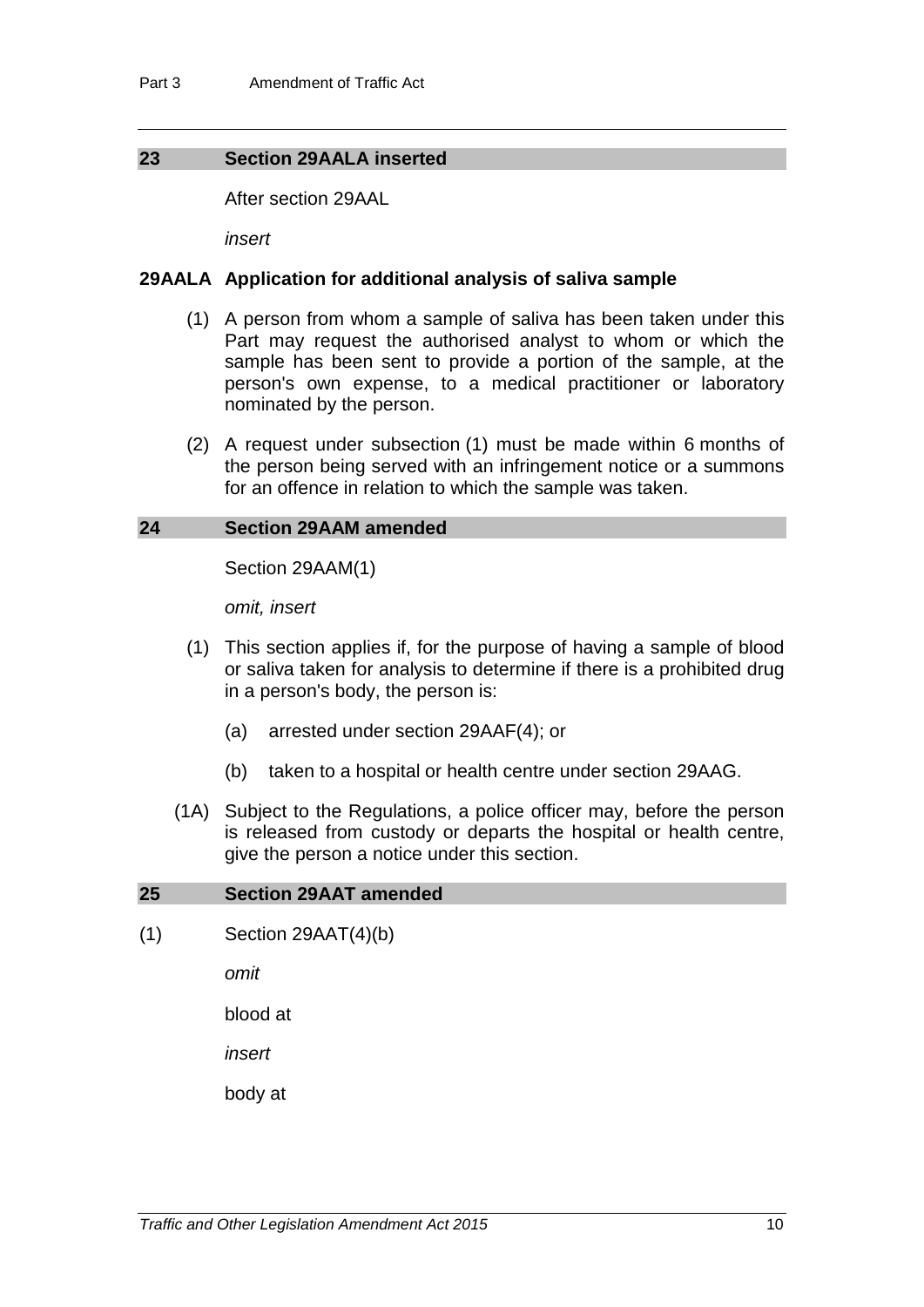### 23 Section 29AALA inserted

After section 29AAL

*insert*

#### 29AALA Application for additional analysis of saliva sample

(1) A person from whom a sample of saliva has been taken under this Part may request the authorised analyst to whom or which the sample has been sent to provide a portion of the sample, at the person's own expense, to a medical practitioner or laboratory nominated by the person.

(2) A request under subsection (1) must be made within 6 months of the person being served with an infringement notice or a summons for an offence in relation to which the sample was taken.

### 24 Section 29AAM amended

Section 29AAM(1)

*omit, insert*

(1) This section applies if, for the purpose of having a sample of blood or saliva taken for analysis to determine if there is a prohibited drug in a person's body, the person is:

(a) arrested under section 29AAF(4); or

(b) taken to a hospital or health centre under section 29AAG.

(1A) Subject to the Regulations, a police officer may, before the person is released from custody or departs the hospital or health centre, give the person a notice under this section.

### 25 Section 29AAT amended

(1) Section 29AAT(4)(b)

*omit*

blood at

*insert*

body at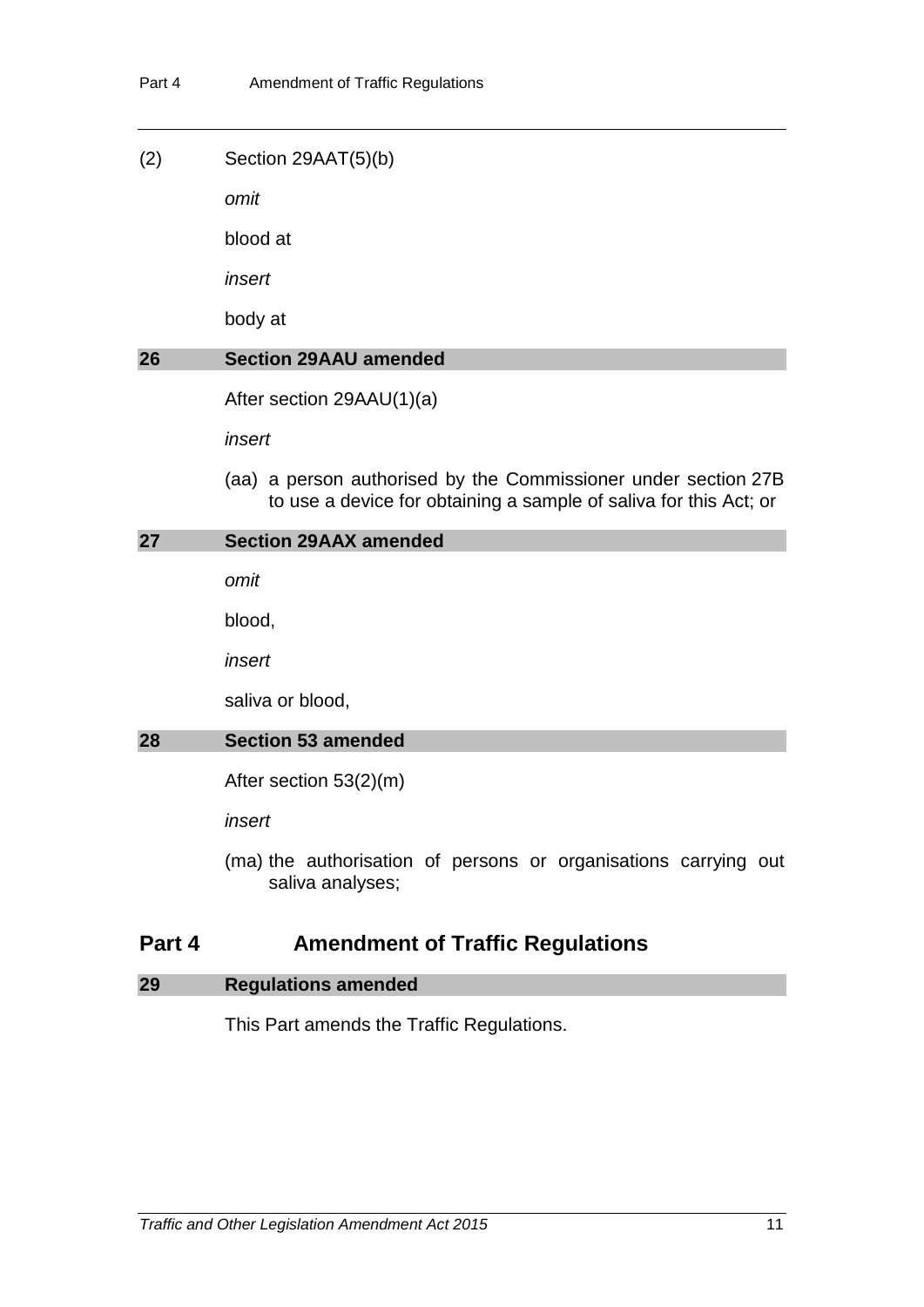(2) Section 29AAT(5)(b)

*omit*

blood at

*insert*

body at

### 26 Section 29AAU amended

After section 29AAU(1)(a)

*insert*

(aa) a person authorised by the Commissioner under section 27B to use a device for obtaining a sample of saliva for this Act; or

### 27 Section 29AAX amended

*omit*

blood,

*insert*

saliva or blood,

### 28 Section 53 amended

After section 53(2)(m)

*insert*

(ma) the authorisation of persons or organisations carrying out saliva analyses;

## Part 4 Amendment of Traffic Regulations

### 29 Regulations amended

This Part amends the Traffic Regulations.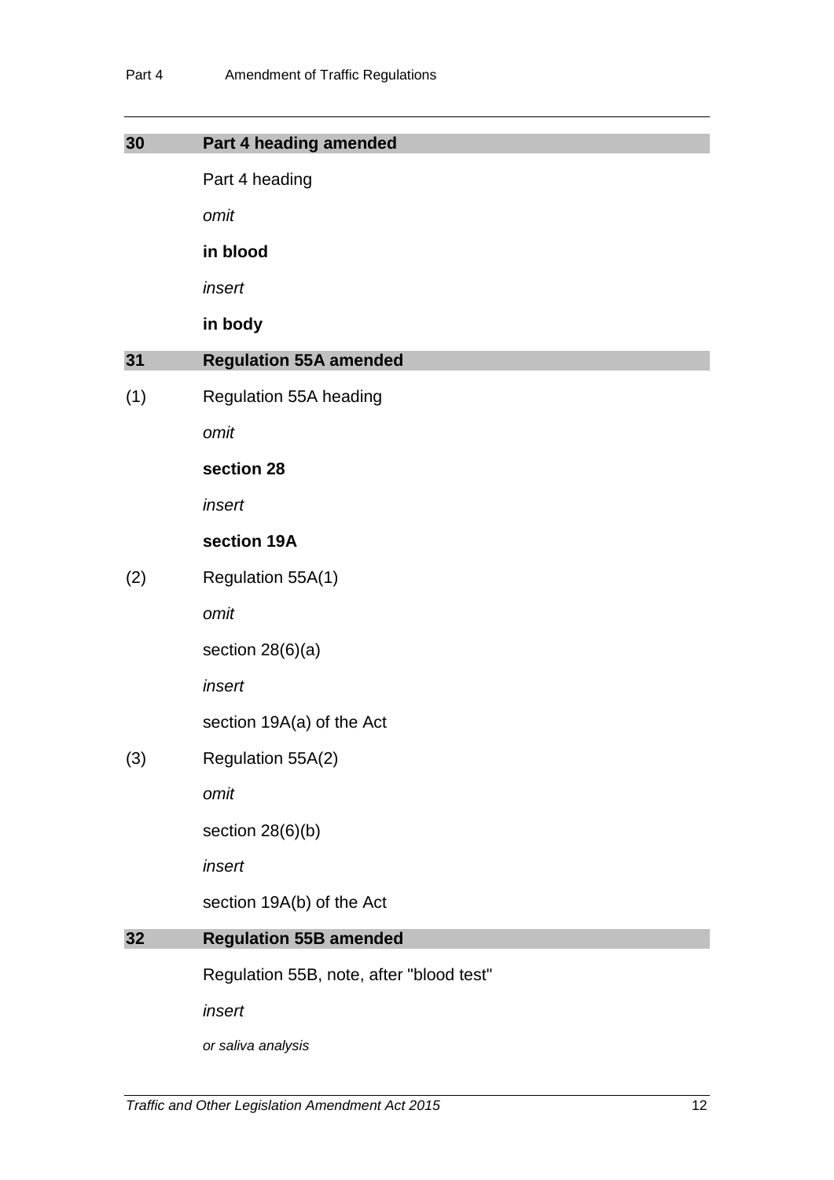### 30 Part 4 heading amended

Part 4 heading

*omit*

**in blood**

*insert*

**in body**

### 31 Regulation 55A amended

(1) Regulation 55A heading

*omit*

**section 28**

*insert*

**section 19A**

(2) Regulation 55A(1)

*omit*

section 28(6)(a)

*insert*

section 19A(a) of the Act

(3) Regulation 55A(2)

*omit*

section 28(6)(b)

*insert*

section 19A(b) of the Act

### 32 Regulation 55B amended

Regulation 55B, note, after "blood test"

*insert*

*or saliva analysis*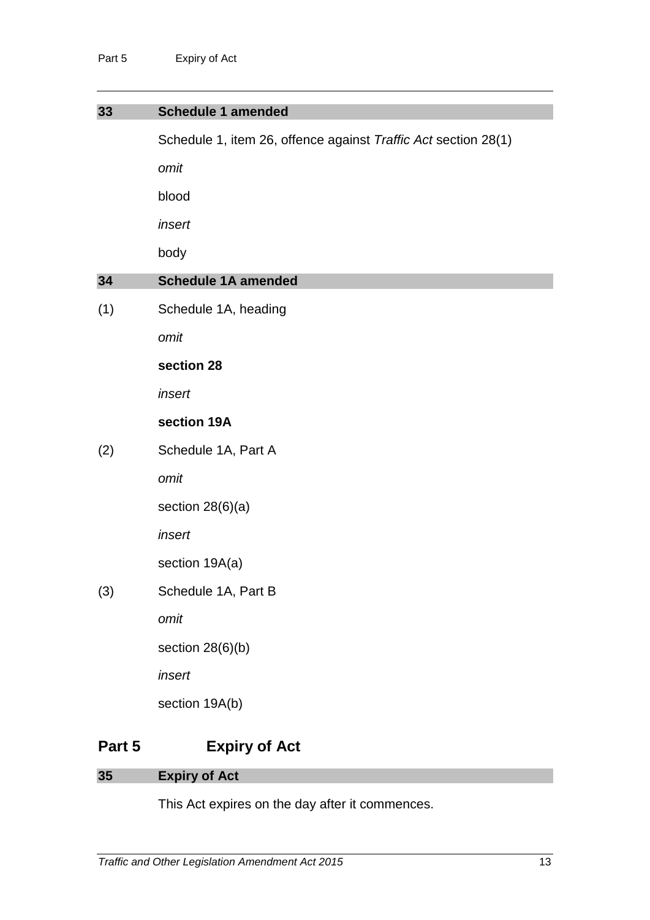### 33 Schedule 1 amended

Schedule 1, item 26, offence against *Traffic Act* section 28(1)

*omit*

blood

*insert*

body

### 34 Schedule 1A amended

(1) Schedule 1A, heading

*omit*

**section 28**

*insert*

**section 19A**

(2) Schedule 1A, Part A

*omit*

section 28(6)(a)

*insert*

section 19A(a)

(3) Schedule 1A, Part B

*omit*

section 28(6)(b)

*insert*

section 19A(b)

## Part 5 Expiry of Act

### 35 Expiry of Act

This Act expires on the day after it commences.